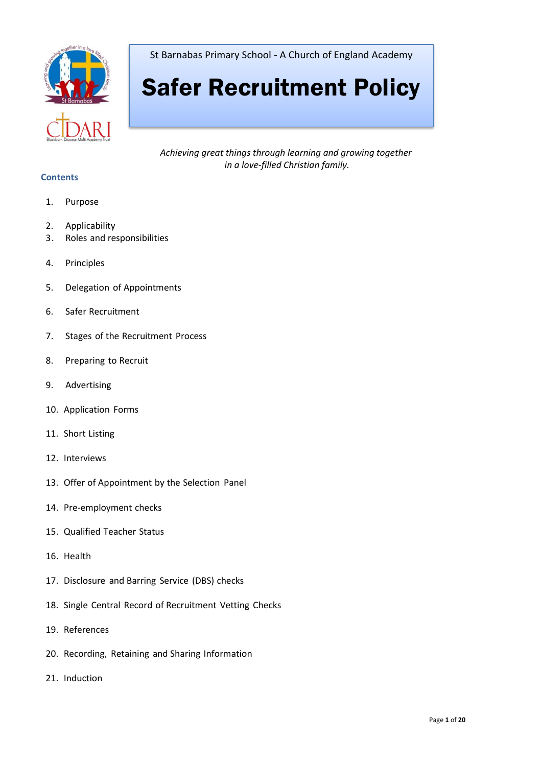St Barnabas Primary School - A Church of England Academy

# Safer Recruitment Policy

*Achieving great things through learning and growing together in a love-filled Christian family.*

## Contents

1. Purpose
2. Applicability
3. Roles and responsibilities
4. Principles
5. Delegation of Appointments
6. Safer Recruitment
7. Stages of the Recruitment Process
8. Preparing to Recruit
9. Advertising
10. Application Forms
11. Short Listing
12. Interviews
13. Offer of Appointment by the Selection Panel
14. Pre-employment checks
15. Qualified Teacher Status
16. Health
17. Disclosure and Barring Service (DBS) checks
18. Single Central Record of Recruitment Vetting Checks
19. References
20. Recording, Retaining and Sharing Information
21. Induction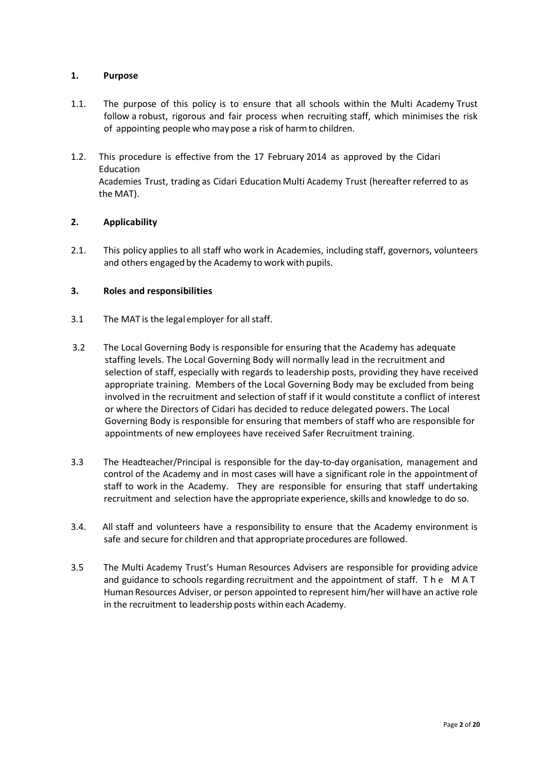## 1. Purpose

1.1. The purpose of this policy is to ensure that all schools within the Multi Academy Trust follow a robust, rigorous and fair process when recruiting staff, which minimises the risk of appointing people who may pose a risk of harm to children.

1.2. This procedure is effective from the 17 February 2014 as approved by the Cidari Education Academies Trust, trading as Cidari Education Multi Academy Trust (hereafter referred to as the MAT).

## 2. Applicability

2.1. This policy applies to all staff who work in Academies, including staff, governors, volunteers and others engaged by the Academy to work with pupils.

## 3. Roles and responsibilities

3.1 The MAT is the legal employer for all staff.

3.2 The Local Governing Body is responsible for ensuring that the Academy has adequate staffing levels. The Local Governing Body will normally lead in the recruitment and selection of staff, especially with regards to leadership posts, providing they have received appropriate training. Members of the Local Governing Body may be excluded from being involved in the recruitment and selection of staff if it would constitute a conflict of interest or where the Directors of Cidari has decided to reduce delegated powers. The Local Governing Body is responsible for ensuring that members of staff who are responsible for appointments of new employees have received Safer Recruitment training.

3.3 The Headteacher/Principal is responsible for the day-to-day organisation, management and control of the Academy and in most cases will have a significant role in the appointment of staff to work in the Academy. They are responsible for ensuring that staff undertaking recruitment and selection have the appropriate experience, skills and knowledge to do so.

3.4. All staff and volunteers have a responsibility to ensure that the Academy environment is safe and secure for children and that appropriate procedures are followed.

3.5 The Multi Academy Trust's Human Resources Advisers are responsible for providing advice and guidance to schools regarding recruitment and the appointment of staff. The MAT Human Resources Adviser, or person appointed to represent him/her will have an active role in the recruitment to leadership posts within each Academy.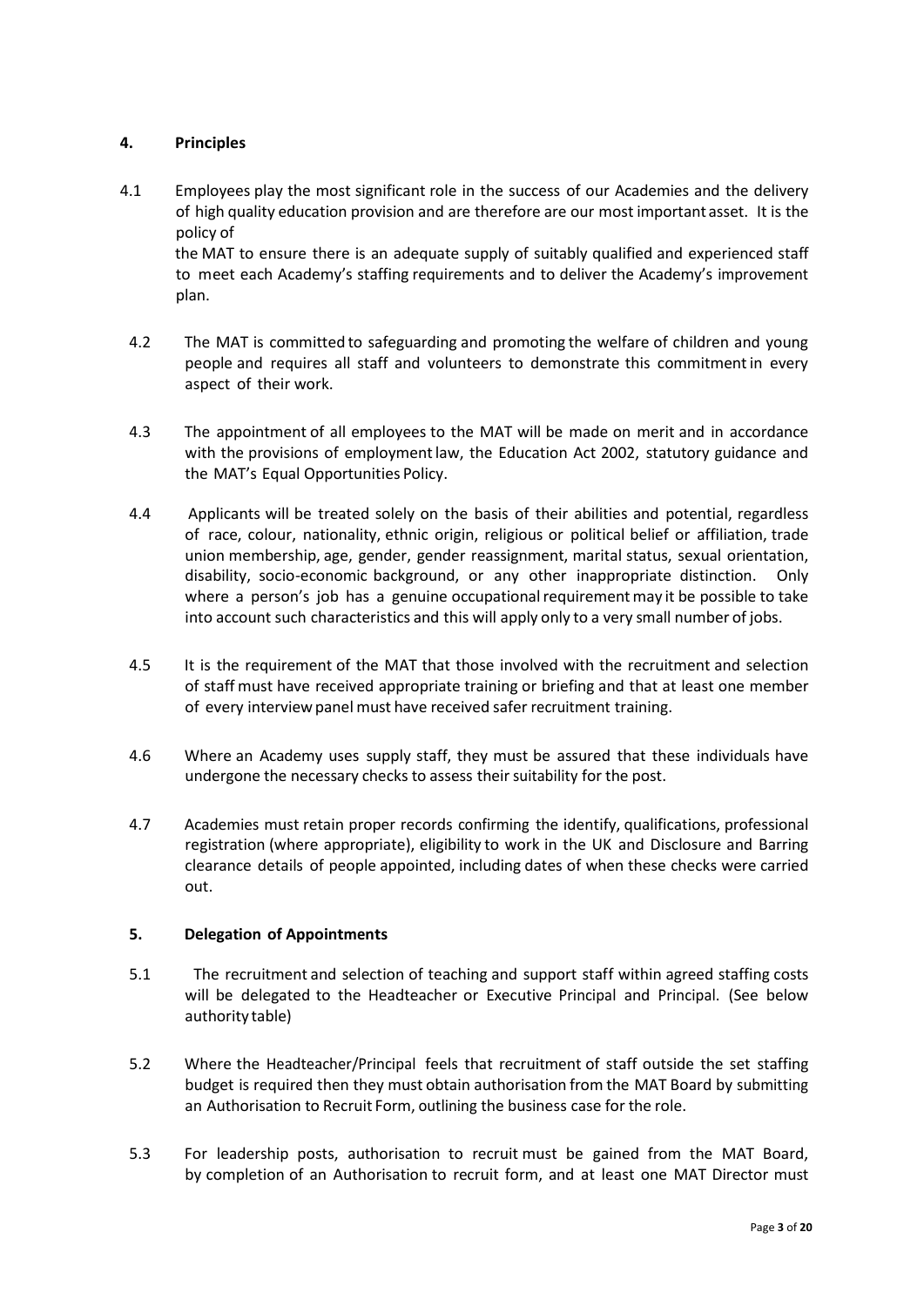## 4. Principles

4.1 Employees play the most significant role in the success of our Academies and the delivery of high quality education provision and are therefore are our most important asset. It is the policy of the MAT to ensure there is an adequate supply of suitably qualified and experienced staff to meet each Academy's staffing requirements and to deliver the Academy's improvement plan.

4.2 The MAT is committed to safeguarding and promoting the welfare of children and young people and requires all staff and volunteers to demonstrate this commitment in every aspect of their work.

4.3 The appointment of all employees to the MAT will be made on merit and in accordance with the provisions of employment law, the Education Act 2002, statutory guidance and the MAT's Equal Opportunities Policy.

4.4 Applicants will be treated solely on the basis of their abilities and potential, regardless of race, colour, nationality, ethnic origin, religious or political belief or affiliation, trade union membership, age, gender, gender reassignment, marital status, sexual orientation, disability, socio-economic background, or any other inappropriate distinction. Only where a person's job has a genuine occupational requirement may it be possible to take into account such characteristics and this will apply only to a very small number of jobs.

4.5 It is the requirement of the MAT that those involved with the recruitment and selection of staff must have received appropriate training or briefing and that at least one member of every interview panel must have received safer recruitment training.

4.6 Where an Academy uses supply staff, they must be assured that these individuals have undergone the necessary checks to assess their suitability for the post.

4.7 Academies must retain proper records confirming the identify, qualifications, professional registration (where appropriate), eligibility to work in the UK and Disclosure and Barring clearance details of people appointed, including dates of when these checks were carried out.

## 5. Delegation of Appointments

5.1 The recruitment and selection of teaching and support staff within agreed staffing costs will be delegated to the Headteacher or Executive Principal and Principal. (See below authority table)

5.2 Where the Headteacher/Principal feels that recruitment of staff outside the set staffing budget is required then they must obtain authorisation from the MAT Board by submitting an Authorisation to Recruit Form, outlining the business case for the role.

5.3 For leadership posts, authorisation to recruit must be gained from the MAT Board, by completion of an Authorisation to recruit form, and at least one MAT Director must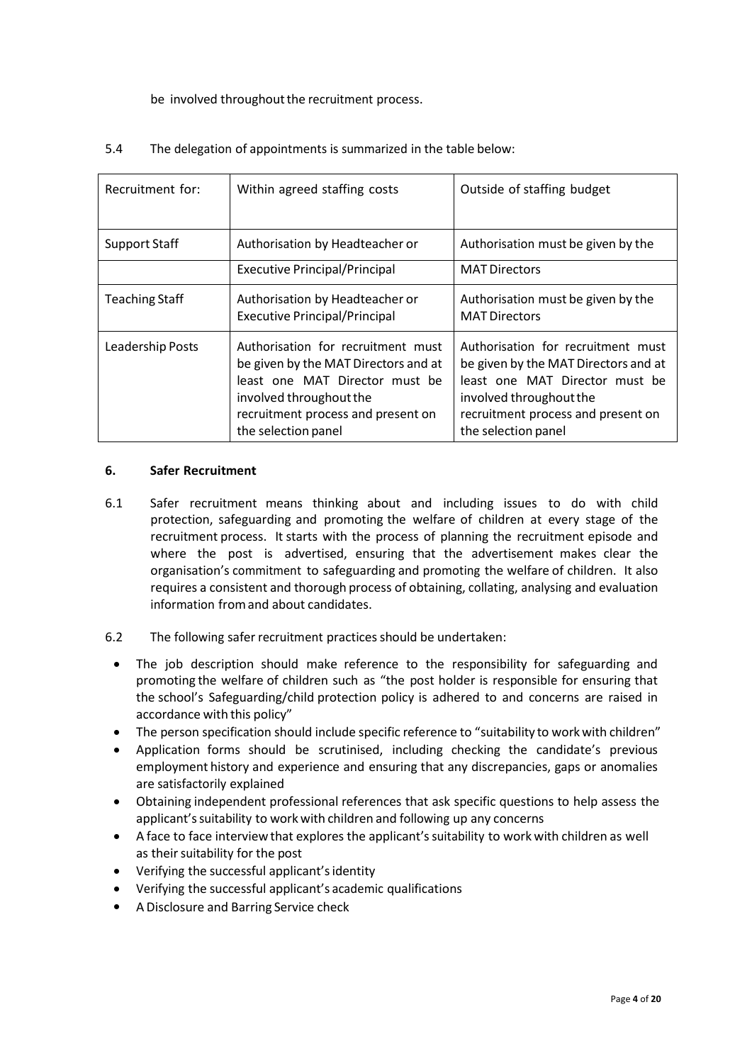be involved throughout the recruitment process.

5.4 The delegation of appointments is summarized in the table below:

| Recruitment for: | Within agreed staffing costs | Outside of staffing budget |
|---|---|---|
| Support Staff | Authorisation by Headteacher or | Authorisation must be given by the |
| | Executive Principal/Principal | MAT Directors |
| Teaching Staff | Authorisation by Headteacher or Executive Principal/Principal | Authorisation must be given by the MAT Directors |
| Leadership Posts | Authorisation for recruitment must be given by the MAT Directors and at least one MAT Director must be involved throughout the recruitment process and present on the selection panel | Authorisation for recruitment must be given by the MAT Directors and at least one MAT Director must be involved throughout the recruitment process and present on the selection panel |

## 6. Safer Recruitment

6.1 Safer recruitment means thinking about and including issues to do with child protection, safeguarding and promoting the welfare of children at every stage of the recruitment process. It starts with the process of planning the recruitment episode and where the post is advertised, ensuring that the advertisement makes clear the organisation's commitment to safeguarding and promoting the welfare of children. It also requires a consistent and thorough process of obtaining, collating, analysing and evaluation information from and about candidates.

6.2 The following safer recruitment practices should be undertaken:

- The job description should make reference to the responsibility for safeguarding and promoting the welfare of children such as "the post holder is responsible for ensuring that the school's Safeguarding/child protection policy is adhered to and concerns are raised in accordance with this policy"
- The person specification should include specific reference to "suitability to work with children"
- Application forms should be scrutinised, including checking the candidate's previous employment history and experience and ensuring that any discrepancies, gaps or anomalies are satisfactorily explained
- Obtaining independent professional references that ask specific questions to help assess the applicant's suitability to work with children and following up any concerns
- A face to face interview that explores the applicant's suitability to work with children as well as their suitability for the post
- Verifying the successful applicant's identity
- Verifying the successful applicant's academic qualifications
- A Disclosure and Barring Service check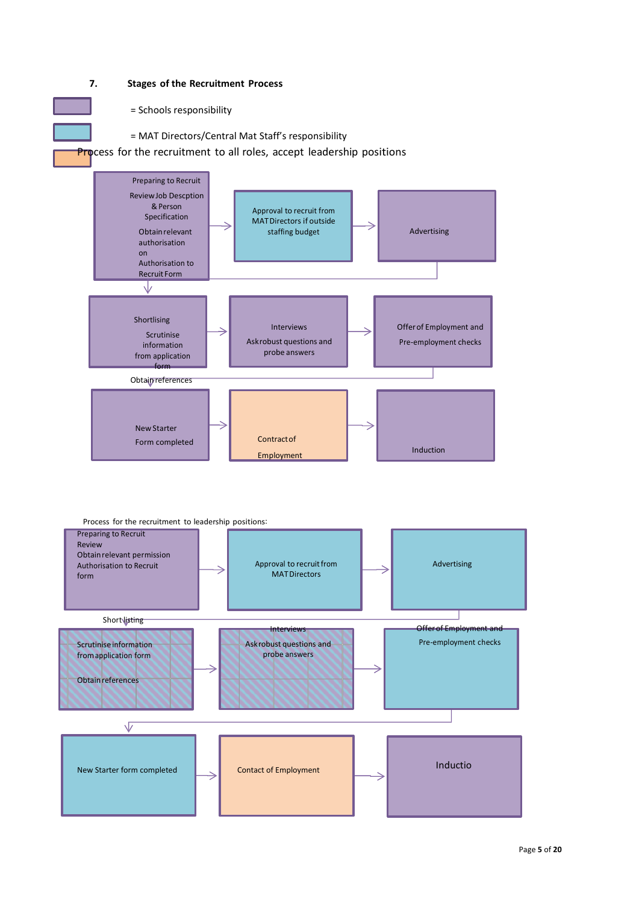## 7. Stages of the Recruitment Process

= Schools responsibility

= MAT Directors/Central Mat Staff's responsibility

Process for the recruitment to all roles, accept leadership positions

Preparing to Recruit

Review Job Descption & Person Specification

Obtain relevant authorisation on Authorisation to Recruit Form

Approval to recruit from MAT Directors if outside staffing budget

Advertising

Shortlising

Scrutinise information from application form

Obtain references

Interviews

Ask robust questions and probe answers

Offer of Employment and Pre-employment checks

New Starter Form completed

Contract of Employment

Induction

Process for the recruitment to leadership positions:

Preparing to Recruit
Review
Obtain relevant permission
Authorisation to Recruit form

Approval to recruit from MAT Directors

Advertising

Short listing

Scrutinise information from application form

Obtain references

Interviews

Ask robust questions and probe answers

Offer of Employment and Pre-employment checks

New Starter form completed

Contact of Employment

Inductio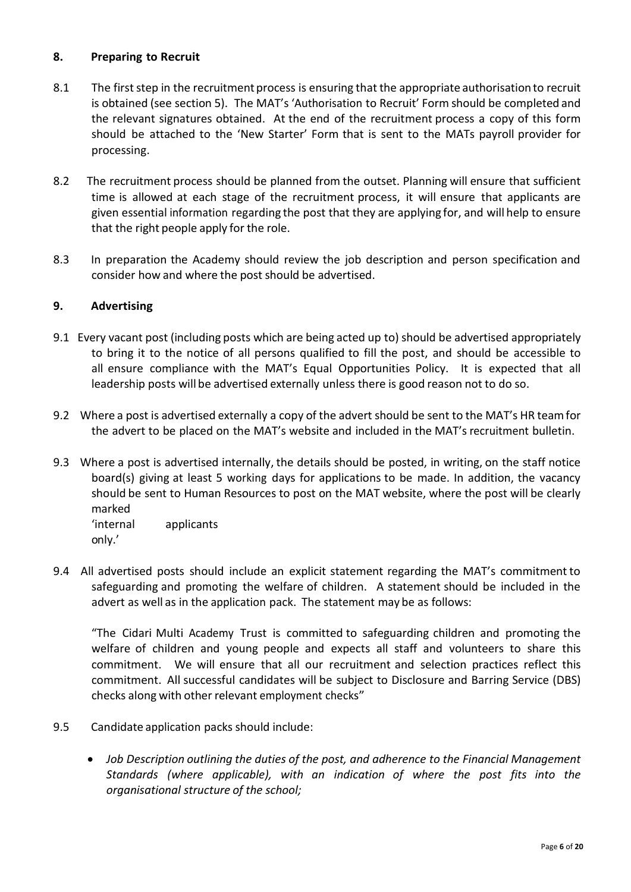## 8. Preparing to Recruit

8.1 The first step in the recruitment process is ensuring that the appropriate authorisation to recruit is obtained (see section 5). The MAT's 'Authorisation to Recruit' Form should be completed and the relevant signatures obtained. At the end of the recruitment process a copy of this form should be attached to the 'New Starter' Form that is sent to the MATs payroll provider for processing.

8.2 The recruitment process should be planned from the outset. Planning will ensure that sufficient time is allowed at each stage of the recruitment process, it will ensure that applicants are given essential information regarding the post that they are applying for, and will help to ensure that the right people apply for the role.

8.3 In preparation the Academy should review the job description and person specification and consider how and where the post should be advertised.

## 9. Advertising

9.1 Every vacant post (including posts which are being acted up to) should be advertised appropriately to bring it to the notice of all persons qualified to fill the post, and should be accessible to all ensure compliance with the MAT's Equal Opportunities Policy. It is expected that all leadership posts will be advertised externally unless there is good reason not to do so.

9.2 Where a post is advertised externally a copy of the advert should be sent to the MAT's HR team for the advert to be placed on the MAT's website and included in the MAT's recruitment bulletin.

9.3 Where a post is advertised internally, the details should be posted, in writing, on the staff notice board(s) giving at least 5 working days for applications to be made. In addition, the vacancy should be sent to Human Resources to post on the MAT website, where the post will be clearly marked 'internal applicants only.'

9.4 All advertised posts should include an explicit statement regarding the MAT's commitment to safeguarding and promoting the welfare of children. A statement should be included in the advert as well as in the application pack. The statement may be as follows:

"The Cidari Multi Academy Trust is committed to safeguarding children and promoting the welfare of children and young people and expects all staff and volunteers to share this commitment. We will ensure that all our recruitment and selection practices reflect this commitment. All successful candidates will be subject to Disclosure and Barring Service (DBS) checks along with other relevant employment checks"

9.5 Candidate application packs should include:

- *Job Description outlining the duties of the post, and adherence to the Financial Management Standards (where applicable), with an indication of where the post fits into the organisational structure of the school;*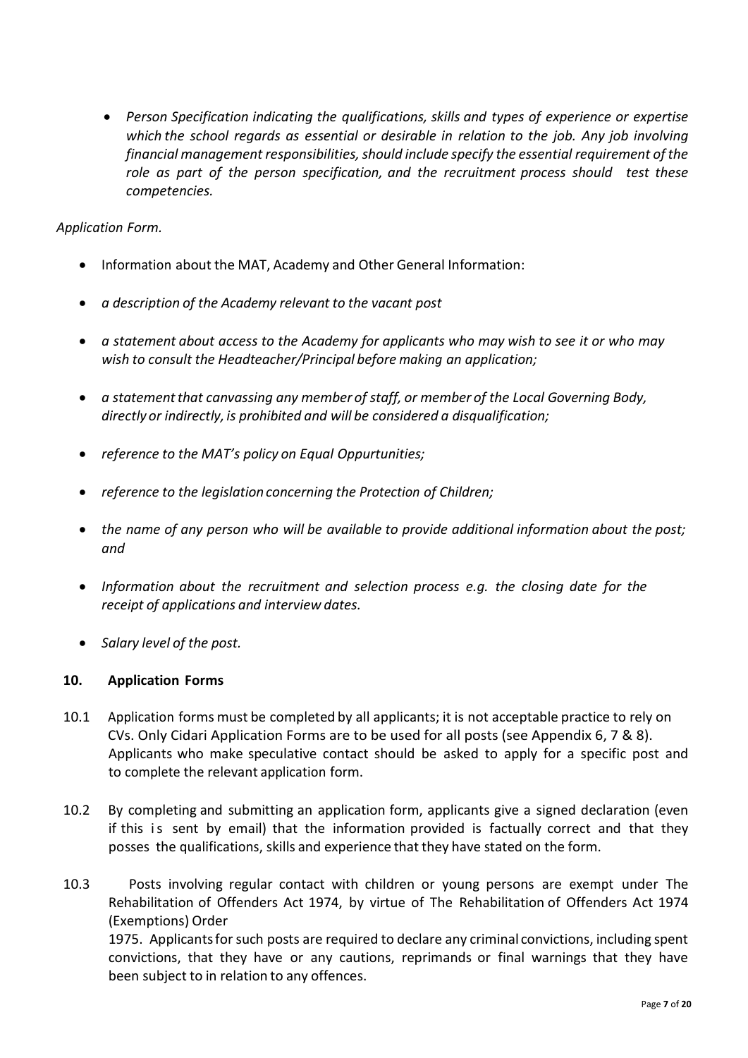- *Person Specification indicating the qualifications, skills and types of experience or expertise which the school regards as essential or desirable in relation to the job. Any job involving financial management responsibilities, should include specify the essential requirement of the role as part of the person specification, and the recruitment process should test these competencies.*

*Application Form.*

- Information about the MAT, Academy and Other General Information:
- *a description of the Academy relevant to the vacant post*
- *a statement about access to the Academy for applicants who may wish to see it or who may wish to consult the Headteacher/Principal before making an application;*
- *a statement that canvassing any member of staff, or member of the Local Governing Body, directly or indirectly, is prohibited and will be considered a disqualification;*
- *reference to the MAT's policy on Equal Oppurtunities;*
- *reference to the legislation concerning the Protection of Children;*
- *the name of any person who will be available to provide additional information about the post; and*
- *Information about the recruitment and selection process e.g. the closing date for the receipt of applications and interview dates.*
- *Salary level of the post.*

## 10. Application Forms

10.1 Application forms must be completed by all applicants; it is not acceptable practice to rely on CVs. Only Cidari Application Forms are to be used for all posts (see Appendix 6, 7 & 8). Applicants who make speculative contact should be asked to apply for a specific post and to complete the relevant application form.

10.2 By completing and submitting an application form, applicants give a signed declaration (even if this is sent by email) that the information provided is factually correct and that they posses the qualifications, skills and experience that they have stated on the form.

10.3 Posts involving regular contact with children or young persons are exempt under The Rehabilitation of Offenders Act 1974, by virtue of The Rehabilitation of Offenders Act 1974 (Exemptions) Order 1975. Applicants for such posts are required to declare any criminal convictions, including spent convictions, that they have or any cautions, reprimands or final warnings that they have been subject to in relation to any offences.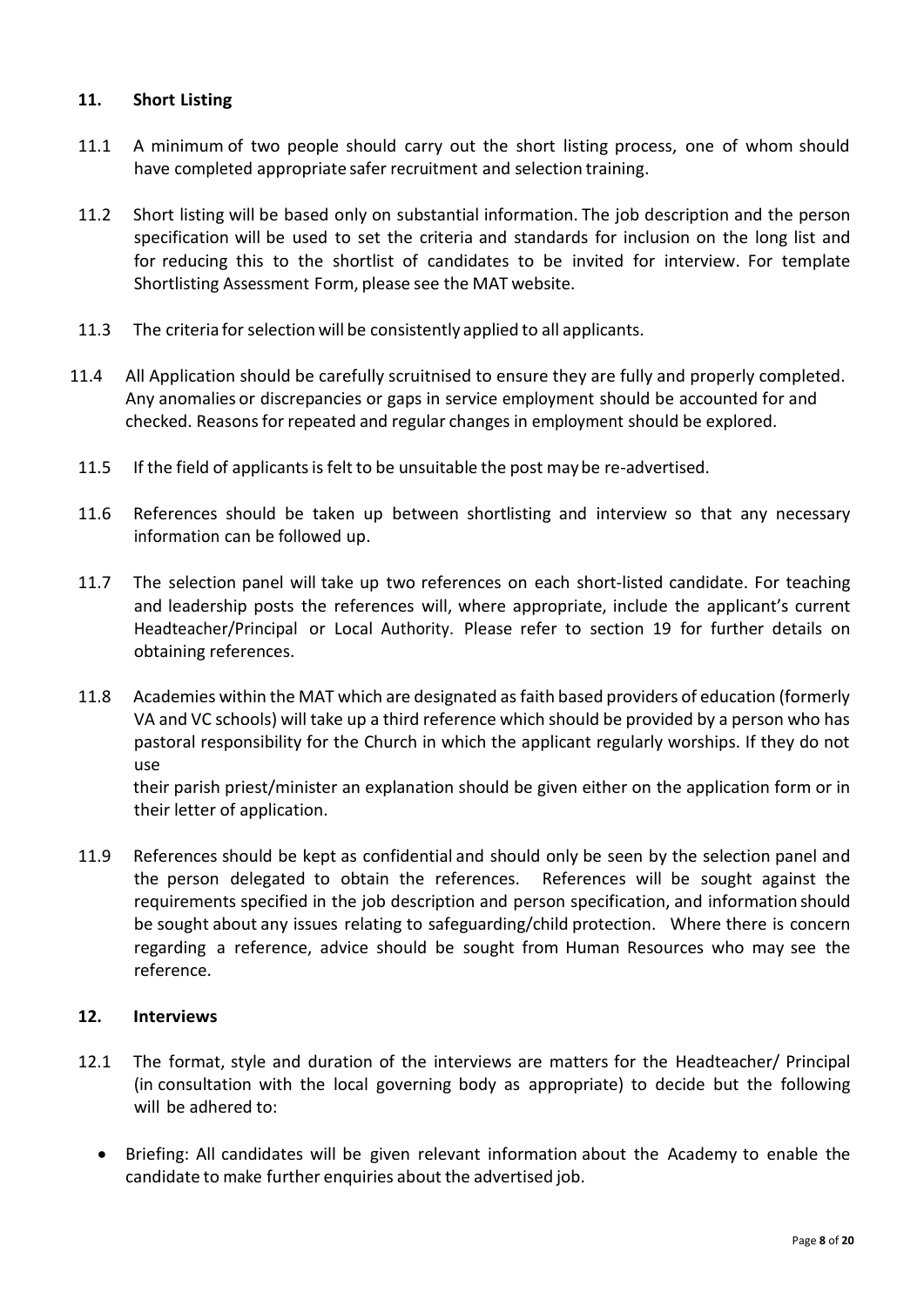## 11. Short Listing

11.1 A minimum of two people should carry out the short listing process, one of whom should have completed appropriate safer recruitment and selection training.

11.2 Short listing will be based only on substantial information. The job description and the person specification will be used to set the criteria and standards for inclusion on the long list and for reducing this to the shortlist of candidates to be invited for interview. For template Shortlisting Assessment Form, please see the MAT website.

11.3 The criteria for selection will be consistently applied to all applicants.

11.4 All Application should be carefully scruitnised to ensure they are fully and properly completed. Any anomalies or discrepancies or gaps in service employment should be accounted for and checked. Reasons for repeated and regular changes in employment should be explored.

11.5 If the field of applicants is felt to be unsuitable the post may be re-advertised.

11.6 References should be taken up between shortlisting and interview so that any necessary information can be followed up.

11.7 The selection panel will take up two references on each short-listed candidate. For teaching and leadership posts the references will, where appropriate, include the applicant's current Headteacher/Principal or Local Authority. Please refer to section 19 for further details on obtaining references.

11.8 Academies within the MAT which are designated as faith based providers of education (formerly VA and VC schools) will take up a third reference which should be provided by a person who has pastoral responsibility for the Church in which the applicant regularly worships. If they do not use
their parish priest/minister an explanation should be given either on the application form or in their letter of application.

11.9 References should be kept as confidential and should only be seen by the selection panel and the person delegated to obtain the references. References will be sought against the requirements specified in the job description and person specification, and information should be sought about any issues relating to safeguarding/child protection. Where there is concern regarding a reference, advice should be sought from Human Resources who may see the reference.

## 12. Interviews

12.1 The format, style and duration of the interviews are matters for the Headteacher/ Principal (in consultation with the local governing body as appropriate) to decide but the following will be adhered to:

- Briefing: All candidates will be given relevant information about the Academy to enable the candidate to make further enquiries about the advertised job.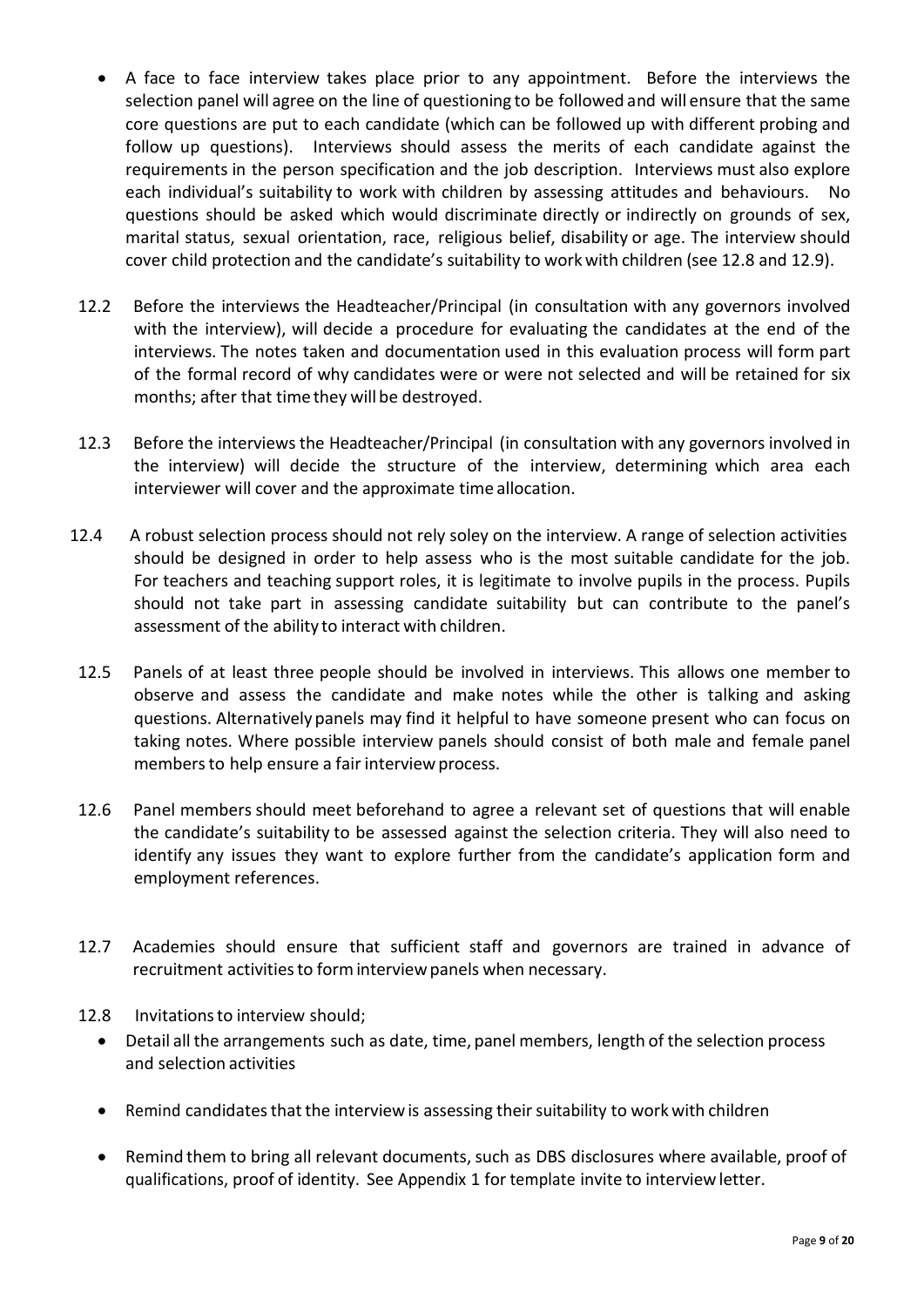- A face to face interview takes place prior to any appointment. Before the interviews the selection panel will agree on the line of questioning to be followed and will ensure that the same core questions are put to each candidate (which can be followed up with different probing and follow up questions). Interviews should assess the merits of each candidate against the requirements in the person specification and the job description. Interviews must also explore each individual's suitability to work with children by assessing attitudes and behaviours. No questions should be asked which would discriminate directly or indirectly on grounds of sex, marital status, sexual orientation, race, religious belief, disability or age. The interview should cover child protection and the candidate's suitability to work with children (see 12.8 and 12.9).

12.2 Before the interviews the Headteacher/Principal (in consultation with any governors involved with the interview), will decide a procedure for evaluating the candidates at the end of the interviews. The notes taken and documentation used in this evaluation process will form part of the formal record of why candidates were or were not selected and will be retained for six months; after that time they will be destroyed.

12.3 Before the interviews the Headteacher/Principal (in consultation with any governors involved in the interview) will decide the structure of the interview, determining which area each interviewer will cover and the approximate time allocation.

12.4 A robust selection process should not rely soley on the interview. A range of selection activities should be designed in order to help assess who is the most suitable candidate for the job. For teachers and teaching support roles, it is legitimate to involve pupils in the process. Pupils should not take part in assessing candidate suitability but can contribute to the panel's assessment of the ability to interact with children.

12.5 Panels of at least three people should be involved in interviews. This allows one member to observe and assess the candidate and make notes while the other is talking and asking questions. Alternatively panels may find it helpful to have someone present who can focus on taking notes. Where possible interview panels should consist of both male and female panel members to help ensure a fair interview process.

12.6 Panel members should meet beforehand to agree a relevant set of questions that will enable the candidate's suitability to be assessed against the selection criteria. They will also need to identify any issues they want to explore further from the candidate's application form and employment references.

12.7 Academies should ensure that sufficient staff and governors are trained in advance of recruitment activities to form interview panels when necessary.

12.8 Invitations to interview should;

- Detail all the arrangements such as date, time, panel members, length of the selection process and selection activities
- Remind candidates that the interview is assessing their suitability to work with children
- Remind them to bring all relevant documents, such as DBS disclosures where available, proof of qualifications, proof of identity. See Appendix 1 for template invite to interview letter.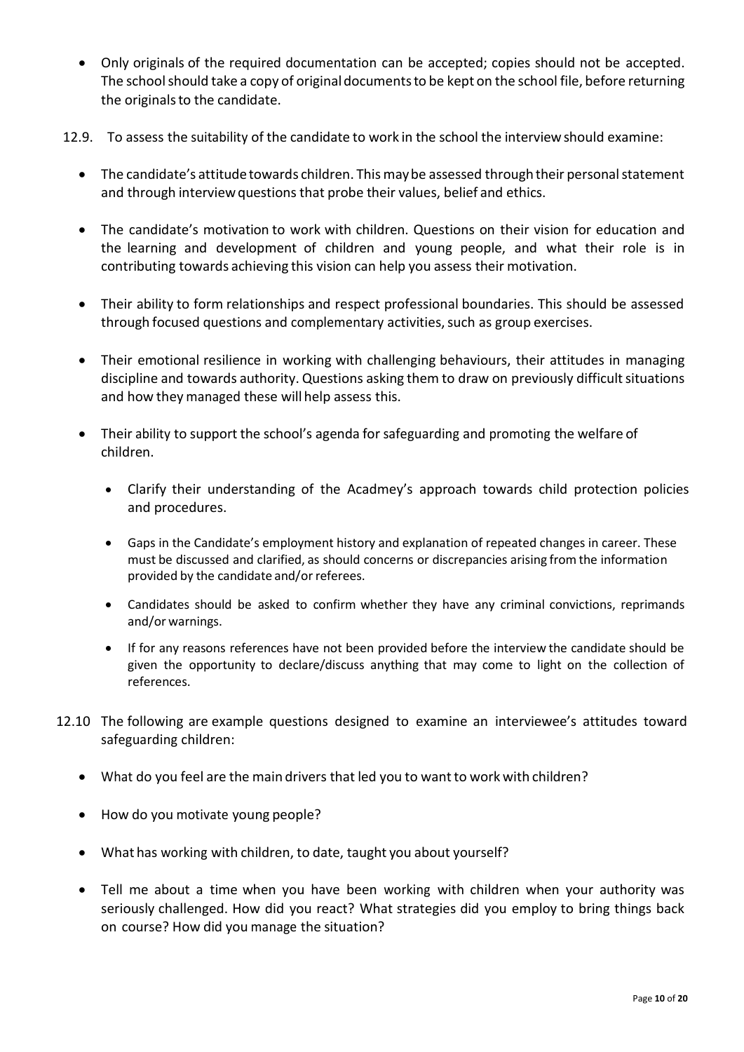- Only originals of the required documentation can be accepted; copies should not be accepted. The school should take a copy of original documents to be kept on the school file, before returning the originals to the candidate.

12.9. To assess the suitability of the candidate to work in the school the interview should examine:

- The candidate's attitude towards children. This may be assessed through their personal statement and through interview questions that probe their values, belief and ethics.
- The candidate's motivation to work with children. Questions on their vision for education and the learning and development of children and young people, and what their role is in contributing towards achieving this vision can help you assess their motivation.
- Their ability to form relationships and respect professional boundaries. This should be assessed through focused questions and complementary activities, such as group exercises.
- Their emotional resilience in working with challenging behaviours, their attitudes in managing discipline and towards authority. Questions asking them to draw on previously difficult situations and how they managed these will help assess this.
- Their ability to support the school's agenda for safeguarding and promoting the welfare of children.
  - Clarify their understanding of the Acadmey's approach towards child protection policies and procedures.
  - Gaps in the Candidate's employment history and explanation of repeated changes in career. These must be discussed and clarified, as should concerns or discrepancies arising from the information provided by the candidate and/or referees.
  - Candidates should be asked to confirm whether they have any criminal convictions, reprimands and/or warnings.
  - If for any reasons references have not been provided before the interview the candidate should be given the opportunity to declare/discuss anything that may come to light on the collection of references.

12.10 The following are example questions designed to examine an interviewee's attitudes toward safeguarding children:

- What do you feel are the main drivers that led you to want to work with children?
- How do you motivate young people?
- What has working with children, to date, taught you about yourself?
- Tell me about a time when you have been working with children when your authority was seriously challenged. How did you react? What strategies did you employ to bring things back on course? How did you manage the situation?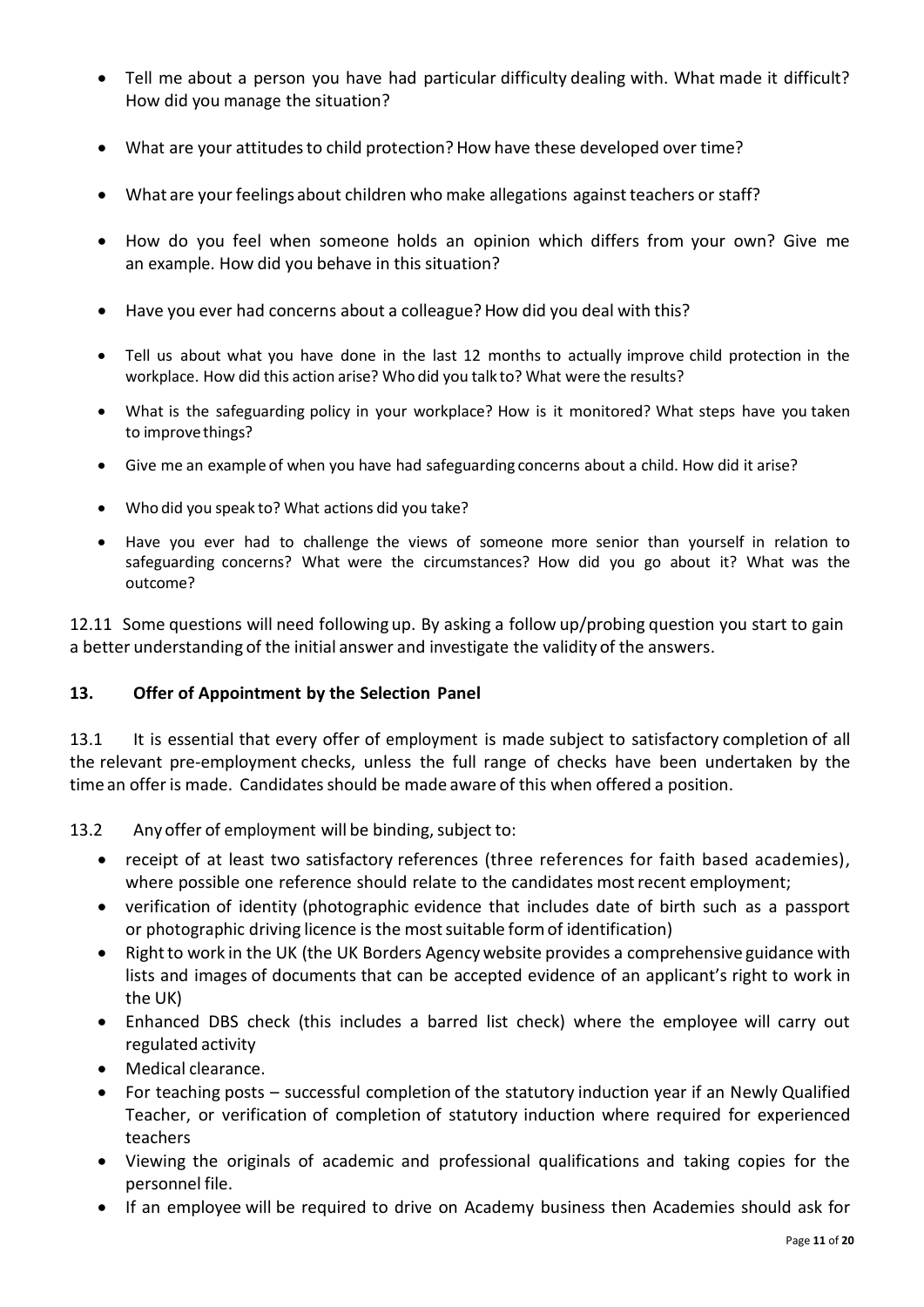- Tell me about a person you have had particular difficulty dealing with. What made it difficult? How did you manage the situation?
- What are your attitudes to child protection? How have these developed over time?
- What are your feelings about children who make allegations against teachers or staff?
- How do you feel when someone holds an opinion which differs from your own? Give me an example. How did you behave in this situation?
- Have you ever had concerns about a colleague? How did you deal with this?
- Tell us about what you have done in the last 12 months to actually improve child protection in the workplace. How did this action arise? Who did you talk to? What were the results?
- What is the safeguarding policy in your workplace? How is it monitored? What steps have you taken to improve things?
- Give me an example of when you have had safeguarding concerns about a child. How did it arise?
- Who did you speak to? What actions did you take?
- Have you ever had to challenge the views of someone more senior than yourself in relation to safeguarding concerns? What were the circumstances? How did you go about it? What was the outcome?

12.11 Some questions will need following up. By asking a follow up/probing question you start to gain a better understanding of the initial answer and investigate the validity of the answers.

## 13. Offer of Appointment by the Selection Panel

13.1 It is essential that every offer of employment is made subject to satisfactory completion of all the relevant pre-employment checks, unless the full range of checks have been undertaken by the time an offer is made. Candidates should be made aware of this when offered a position.

13.2 Any offer of employment will be binding, subject to:

- receipt of at least two satisfactory references (three references for faith based academies), where possible one reference should relate to the candidates most recent employment;
- verification of identity (photographic evidence that includes date of birth such as a passport or photographic driving licence is the most suitable form of identification)
- Right to work in the UK (the UK Borders Agency website provides a comprehensive guidance with lists and images of documents that can be accepted evidence of an applicant's right to work in the UK)
- Enhanced DBS check (this includes a barred list check) where the employee will carry out regulated activity
- Medical clearance.
- For teaching posts – successful completion of the statutory induction year if an Newly Qualified Teacher, or verification of completion of statutory induction where required for experienced teachers
- Viewing the originals of academic and professional qualifications and taking copies for the personnel file.
- If an employee will be required to drive on Academy business then Academies should ask for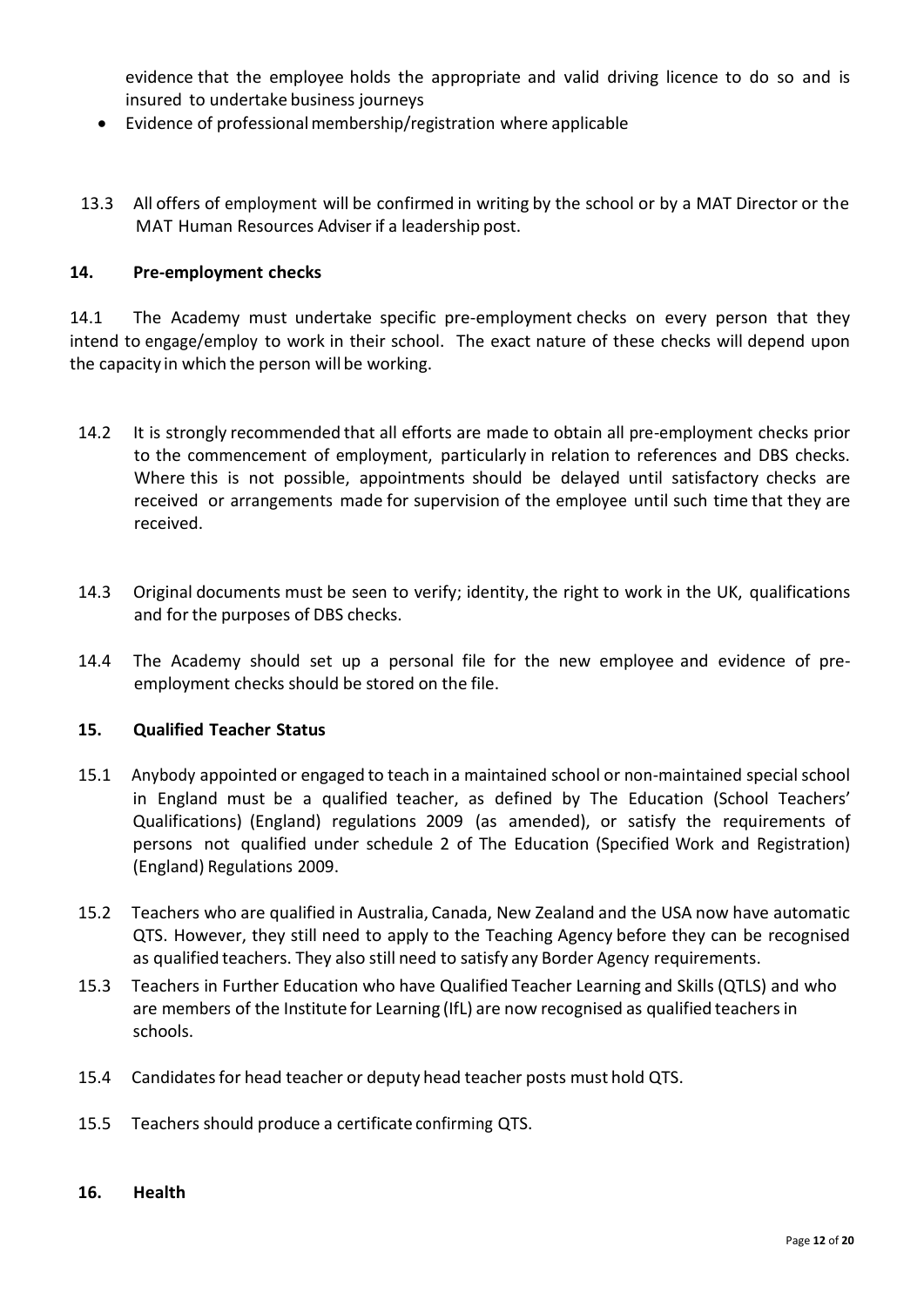evidence that the employee holds the appropriate and valid driving licence to do so and is insured to undertake business journeys

- Evidence of professional membership/registration where applicable

13.3 All offers of employment will be confirmed in writing by the school or by a MAT Director or the MAT Human Resources Adviser if a leadership post.

## 14. Pre-employment checks

14.1 The Academy must undertake specific pre-employment checks on every person that they intend to engage/employ to work in their school. The exact nature of these checks will depend upon the capacity in which the person will be working.

14.2 It is strongly recommended that all efforts are made to obtain all pre-employment checks prior to the commencement of employment, particularly in relation to references and DBS checks. Where this is not possible, appointments should be delayed until satisfactory checks are received or arrangements made for supervision of the employee until such time that they are received.

14.3 Original documents must be seen to verify; identity, the right to work in the UK, qualifications and for the purposes of DBS checks.

14.4 The Academy should set up a personal file for the new employee and evidence of pre-employment checks should be stored on the file.

## 15. Qualified Teacher Status

15.1 Anybody appointed or engaged to teach in a maintained school or non-maintained special school in England must be a qualified teacher, as defined by The Education (School Teachers' Qualifications) (England) regulations 2009 (as amended), or satisfy the requirements of persons not qualified under schedule 2 of The Education (Specified Work and Registration) (England) Regulations 2009.

15.2 Teachers who are qualified in Australia, Canada, New Zealand and the USA now have automatic QTS. However, they still need to apply to the Teaching Agency before they can be recognised as qualified teachers. They also still need to satisfy any Border Agency requirements.

15.3 Teachers in Further Education who have Qualified Teacher Learning and Skills (QTLS) and who are members of the Institute for Learning (IfL) are now recognised as qualified teachers in schools.

15.4 Candidates for head teacher or deputy head teacher posts must hold QTS.

15.5 Teachers should produce a certificate confirming QTS.

## 16. Health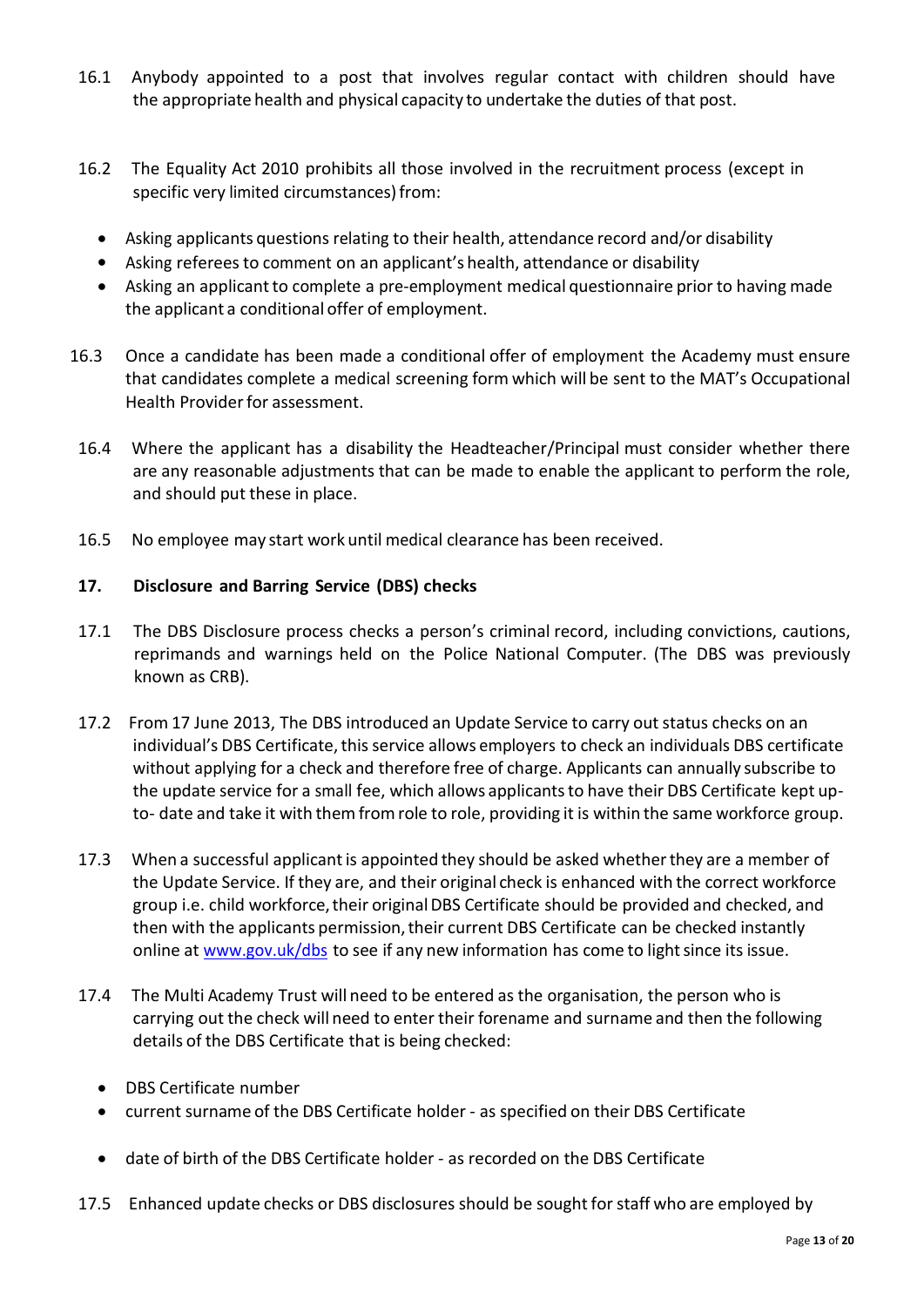16.1 Anybody appointed to a post that involves regular contact with children should have the appropriate health and physical capacity to undertake the duties of that post.

16.2 The Equality Act 2010 prohibits all those involved in the recruitment process (except in specific very limited circumstances) from:

- Asking applicants questions relating to their health, attendance record and/or disability
- Asking referees to comment on an applicant's health, attendance or disability
- Asking an applicant to complete a pre-employment medical questionnaire prior to having made the applicant a conditional offer of employment.

16.3 Once a candidate has been made a conditional offer of employment the Academy must ensure that candidates complete a medical screening form which will be sent to the MAT's Occupational Health Provider for assessment.

16.4 Where the applicant has a disability the Headteacher/Principal must consider whether there are any reasonable adjustments that can be made to enable the applicant to perform the role, and should put these in place.

16.5 No employee may start work until medical clearance has been received.

## 17. Disclosure and Barring Service (DBS) checks

17.1 The DBS Disclosure process checks a person's criminal record, including convictions, cautions, reprimands and warnings held on the Police National Computer. (The DBS was previously known as CRB).

17.2 From 17 June 2013, The DBS introduced an Update Service to carry out status checks on an individual's DBS Certificate, this service allows employers to check an individuals DBS certificate without applying for a check and therefore free of charge. Applicants can annually subscribe to the update service for a small fee, which allows applicants to have their DBS Certificate kept up-to- date and take it with them from role to role, providing it is within the same workforce group.

17.3 When a successful applicant is appointed they should be asked whether they are a member of the Update Service. If they are, and their original check is enhanced with the correct workforce group i.e. child workforce, their original DBS Certificate should be provided and checked, and then with the applicants permission, their current DBS Certificate can be checked instantly online at [www.gov.uk/dbs](www.gov.uk/dbs) to see if any new information has come to light since its issue.

17.4 The Multi Academy Trust will need to be entered as the organisation, the person who is carrying out the check will need to enter their forename and surname and then the following details of the DBS Certificate that is being checked:

- DBS Certificate number
- current surname of the DBS Certificate holder - as specified on their DBS Certificate
- date of birth of the DBS Certificate holder - as recorded on the DBS Certificate

17.5 Enhanced update checks or DBS disclosures should be sought for staff who are employed by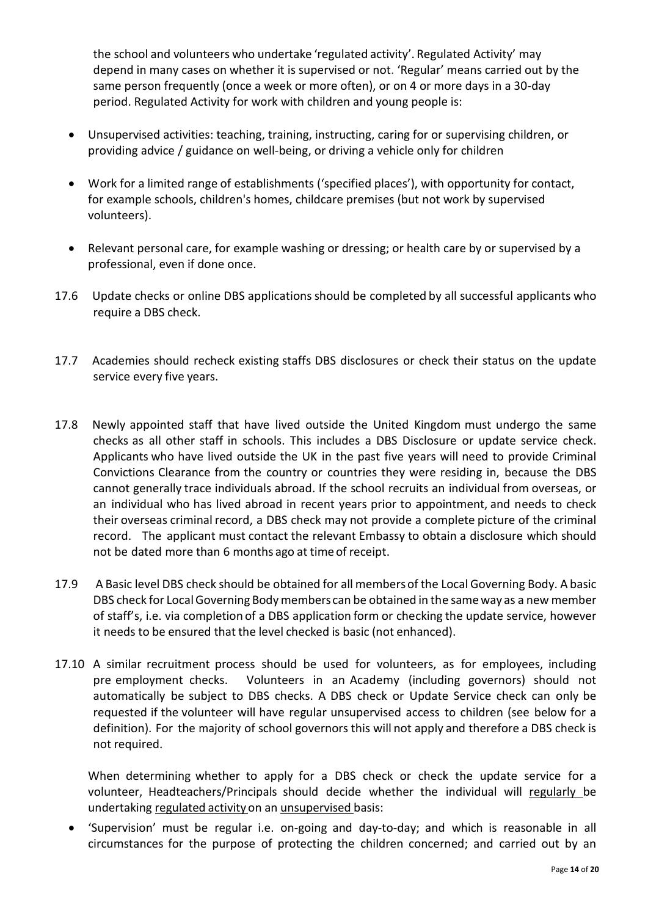the school and volunteers who undertake 'regulated activity'. Regulated Activity' may depend in many cases on whether it is supervised or not. 'Regular' means carried out by the same person frequently (once a week or more often), or on 4 or more days in a 30-day period. Regulated Activity for work with children and young people is:

- Unsupervised activities: teaching, training, instructing, caring for or supervising children, or providing advice / guidance on well-being, or driving a vehicle only for children
- Work for a limited range of establishments ('specified places'), with opportunity for contact, for example schools, children's homes, childcare premises (but not work by supervised volunteers).
- Relevant personal care, for example washing or dressing; or health care by or supervised by a professional, even if done once.

17.6 Update checks or online DBS applications should be completed by all successful applicants who require a DBS check.

17.7 Academies should recheck existing staffs DBS disclosures or check their status on the update service every five years.

17.8 Newly appointed staff that have lived outside the United Kingdom must undergo the same checks as all other staff in schools. This includes a DBS Disclosure or update service check. Applicants who have lived outside the UK in the past five years will need to provide Criminal Convictions Clearance from the country or countries they were residing in, because the DBS cannot generally trace individuals abroad. If the school recruits an individual from overseas, or an individual who has lived abroad in recent years prior to appointment, and needs to check their overseas criminal record, a DBS check may not provide a complete picture of the criminal record. The applicant must contact the relevant Embassy to obtain a disclosure which should not be dated more than 6 months ago at time of receipt.

17.9 A Basic level DBS check should be obtained for all members of the Local Governing Body. A basic DBS check for Local Governing Body members can be obtained in the same way as a new member of staff's, i.e. via completion of a DBS application form or checking the update service, however it needs to be ensured that the level checked is basic (not enhanced).

17.10 A similar recruitment process should be used for volunteers, as for employees, including pre employment checks. Volunteers in an Academy (including governors) should not automatically be subject to DBS checks. A DBS check or Update Service check can only be requested if the volunteer will have regular unsupervised access to children (see below for a definition). For the majority of school governors this will not apply and therefore a DBS check is not required.

When determining whether to apply for a DBS check or check the update service for a volunteer, Headteachers/Principals should decide whether the individual will <u>regularly</u> be undertaking <u>regulated activity</u> on an <u>unsupervised</u> basis:

- 'Supervision' must be regular i.e. on-going and day-to-day; and which is reasonable in all circumstances for the purpose of protecting the children concerned; and carried out by an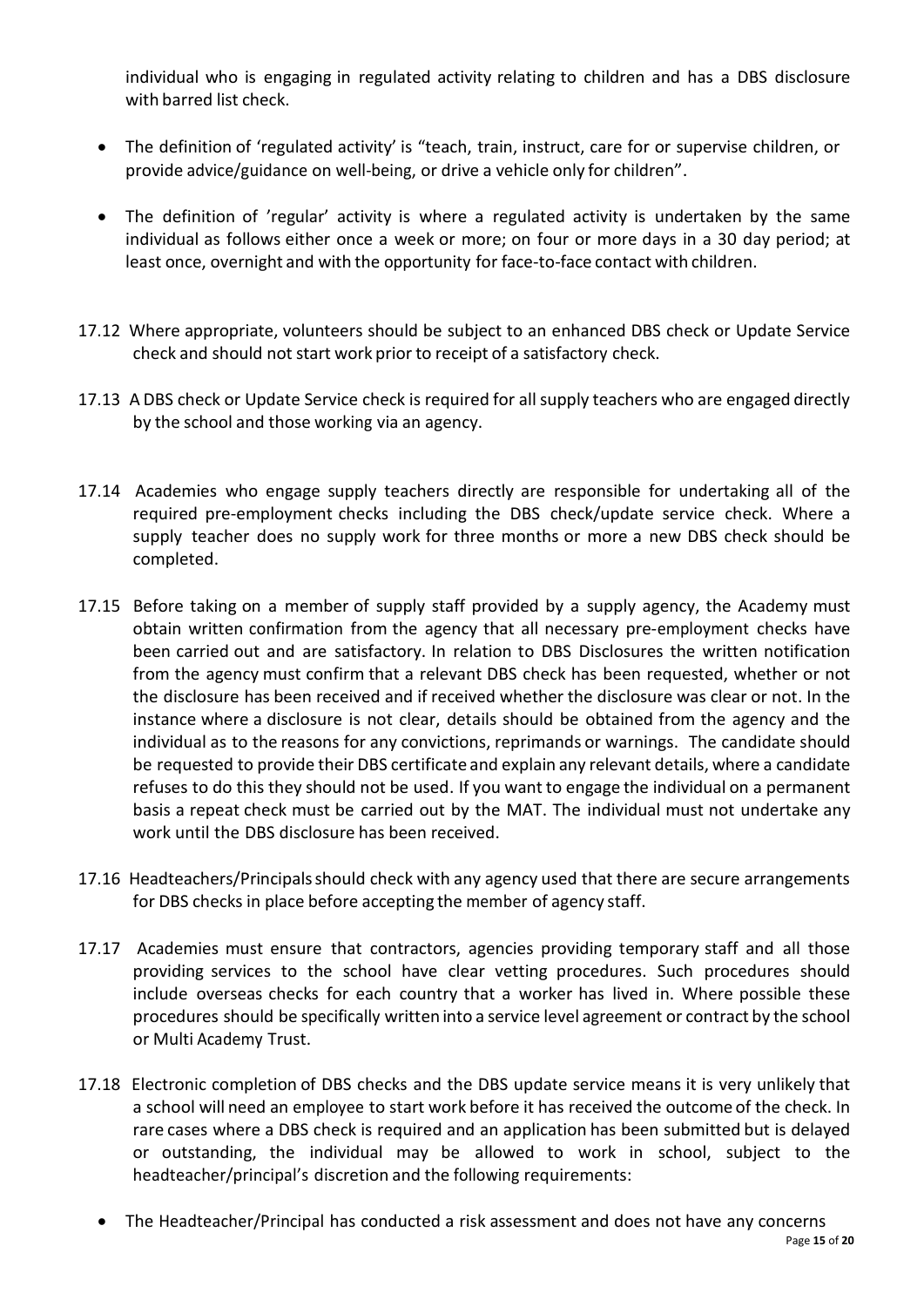individual who is engaging in regulated activity relating to children and has a DBS disclosure with barred list check.

- The definition of 'regulated activity' is "teach, train, instruct, care for or supervise children, or provide advice/guidance on well-being, or drive a vehicle only for children".

- The definition of 'regular' activity is where a regulated activity is undertaken by the same individual as follows either once a week or more; on four or more days in a 30 day period; at least once, overnight and with the opportunity for face-to-face contact with children.

17.12 Where appropriate, volunteers should be subject to an enhanced DBS check or Update Service check and should not start work prior to receipt of a satisfactory check.

17.13 A DBS check or Update Service check is required for all supply teachers who are engaged directly by the school and those working via an agency.

17.14 Academies who engage supply teachers directly are responsible for undertaking all of the required pre-employment checks including the DBS check/update service check. Where a supply teacher does no supply work for three months or more a new DBS check should be completed.

17.15 Before taking on a member of supply staff provided by a supply agency, the Academy must obtain written confirmation from the agency that all necessary pre-employment checks have been carried out and are satisfactory. In relation to DBS Disclosures the written notification from the agency must confirm that a relevant DBS check has been requested, whether or not the disclosure has been received and if received whether the disclosure was clear or not. In the instance where a disclosure is not clear, details should be obtained from the agency and the individual as to the reasons for any convictions, reprimands or warnings. The candidate should be requested to provide their DBS certificate and explain any relevant details, where a candidate refuses to do this they should not be used. If you want to engage the individual on a permanent basis a repeat check must be carried out by the MAT. The individual must not undertake any work until the DBS disclosure has been received.

17.16 Headteachers/Principals should check with any agency used that there are secure arrangements for DBS checks in place before accepting the member of agency staff.

17.17 Academies must ensure that contractors, agencies providing temporary staff and all those providing services to the school have clear vetting procedures. Such procedures should include overseas checks for each country that a worker has lived in. Where possible these procedures should be specifically written into a service level agreement or contract by the school or Multi Academy Trust.

17.18 Electronic completion of DBS checks and the DBS update service means it is very unlikely that a school will need an employee to start work before it has received the outcome of the check. In rare cases where a DBS check is required and an application has been submitted but is delayed or outstanding, the individual may be allowed to work in school, subject to the headteacher/principal's discretion and the following requirements:

- The Headteacher/Principal has conducted a risk assessment and does not have any concerns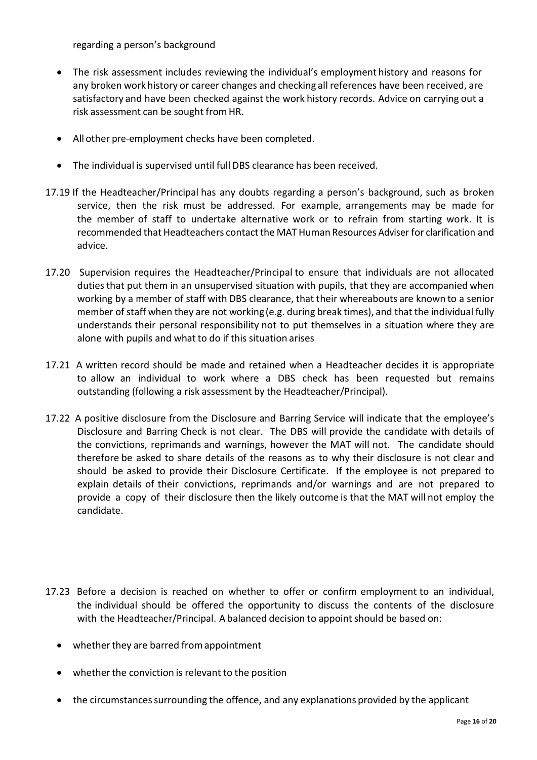regarding a person's background

- The risk assessment includes reviewing the individual's employment history and reasons for any broken work history or career changes and checking all references have been received, are satisfactory and have been checked against the work history records. Advice on carrying out a risk assessment can be sought from HR.
- All other pre-employment checks have been completed.
- The individual is supervised until full DBS clearance has been received.

17.19 If the Headteacher/Principal has any doubts regarding a person's background, such as broken service, then the risk must be addressed. For example, arrangements may be made for the member of staff to undertake alternative work or to refrain from starting work. It is recommended that Headteachers contact the MAT Human Resources Adviser for clarification and advice.

17.20 Supervision requires the Headteacher/Principal to ensure that individuals are not allocated duties that put them in an unsupervised situation with pupils, that they are accompanied when working by a member of staff with DBS clearance, that their whereabouts are known to a senior member of staff when they are not working (e.g. during break times), and that the individual fully understands their personal responsibility not to put themselves in a situation where they are alone with pupils and what to do if this situation arises

17.21 A written record should be made and retained when a Headteacher decides it is appropriate to allow an individual to work where a DBS check has been requested but remains outstanding (following a risk assessment by the Headteacher/Principal).

17.22 A positive disclosure from the Disclosure and Barring Service will indicate that the employee's Disclosure and Barring Check is not clear. The DBS will provide the candidate with details of the convictions, reprimands and warnings, however the MAT will not. The candidate should therefore be asked to share details of the reasons as to why their disclosure is not clear and should be asked to provide their Disclosure Certificate. If the employee is not prepared to explain details of their convictions, reprimands and/or warnings and are not prepared to provide a copy of their disclosure then the likely outcome is that the MAT will not employ the candidate.

17.23 Before a decision is reached on whether to offer or confirm employment to an individual, the individual should be offered the opportunity to discuss the contents of the disclosure with the Headteacher/Principal. A balanced decision to appoint should be based on:

- whether they are barred from appointment
- whether the conviction is relevant to the position
- the circumstances surrounding the offence, and any explanations provided by the applicant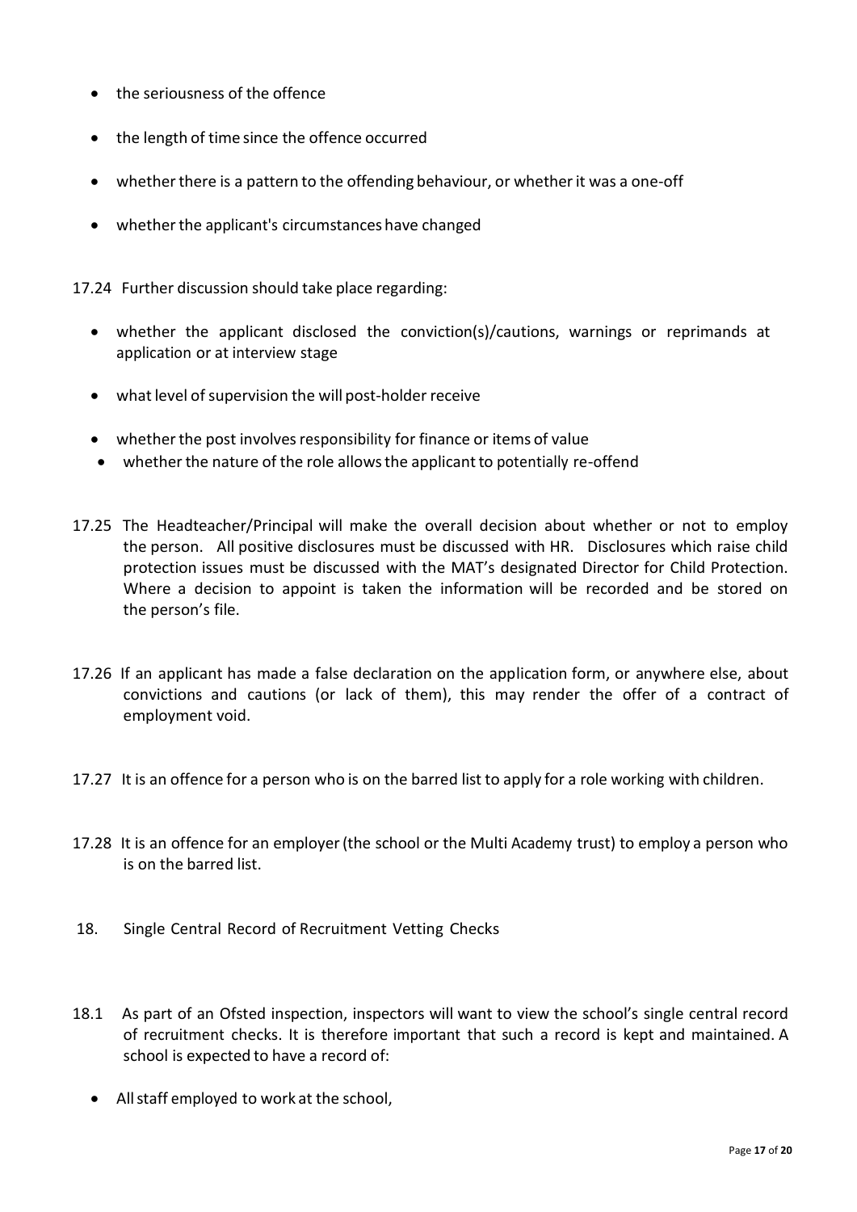- the seriousness of the offence
- the length of time since the offence occurred
- whether there is a pattern to the offending behaviour, or whether it was a one-off
- whether the applicant's circumstances have changed

17.24 Further discussion should take place regarding:

- whether the applicant disclosed the conviction(s)/cautions, warnings or reprimands at application or at interview stage
- what level of supervision the will post-holder receive
- whether the post involves responsibility for finance or items of value
- whether the nature of the role allows the applicant to potentially re-offend

17.25 The Headteacher/Principal will make the overall decision about whether or not to employ the person. All positive disclosures must be discussed with HR. Disclosures which raise child protection issues must be discussed with the MAT's designated Director for Child Protection. Where a decision to appoint is taken the information will be recorded and be stored on the person's file.

17.26 If an applicant has made a false declaration on the application form, or anywhere else, about convictions and cautions (or lack of them), this may render the offer of a contract of employment void.

17.27 It is an offence for a person who is on the barred list to apply for a role working with children.

17.28 It is an offence for an employer (the school or the Multi Academy trust) to employ a person who is on the barred list.

## 18. Single Central Record of Recruitment Vetting Checks

18.1 As part of an Ofsted inspection, inspectors will want to view the school's single central record of recruitment checks. It is therefore important that such a record is kept and maintained. A school is expected to have a record of:

- All staff employed to work at the school,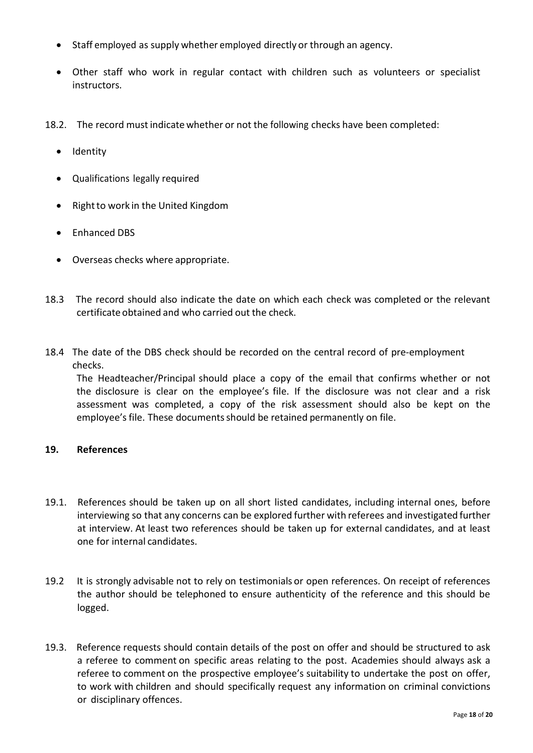- Staff employed as supply whether employed directly or through an agency.
- Other staff who work in regular contact with children such as volunteers or specialist instructors.

18.2. The record must indicate whether or not the following checks have been completed:

- Identity
- Qualifications legally required
- Right to work in the United Kingdom
- Enhanced DBS
- Overseas checks where appropriate.

18.3 The record should also indicate the date on which each check was completed or the relevant certificate obtained and who carried out the check.

18.4 The date of the DBS check should be recorded on the central record of pre-employment checks.
The Headteacher/Principal should place a copy of the email that confirms whether or not the disclosure is clear on the employee's file. If the disclosure was not clear and a risk assessment was completed, a copy of the risk assessment should also be kept on the employee's file. These documents should be retained permanently on file.

## 19. References

19.1. References should be taken up on all short listed candidates, including internal ones, before interviewing so that any concerns can be explored further with referees and investigated further at interview. At least two references should be taken up for external candidates, and at least one for internal candidates.

19.2 It is strongly advisable not to rely on testimonials or open references. On receipt of references the author should be telephoned to ensure authenticity of the reference and this should be logged.

19.3. Reference requests should contain details of the post on offer and should be structured to ask a referee to comment on specific areas relating to the post. Academies should always ask a referee to comment on the prospective employee's suitability to undertake the post on offer, to work with children and should specifically request any information on criminal convictions or disciplinary offences.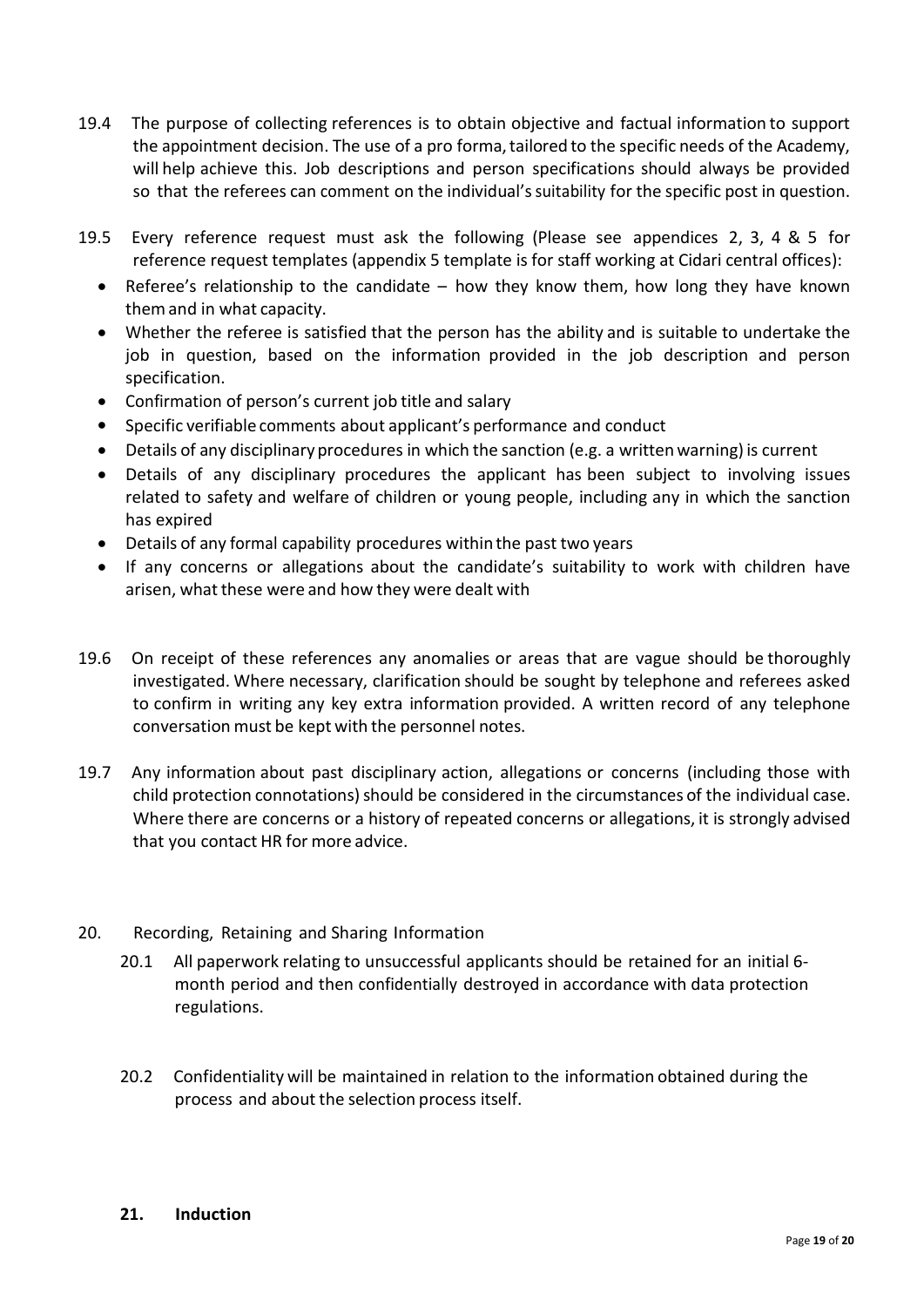19.4 The purpose of collecting references is to obtain objective and factual information to support the appointment decision. The use of a pro forma, tailored to the specific needs of the Academy, will help achieve this. Job descriptions and person specifications should always be provided so that the referees can comment on the individual's suitability for the specific post in question.

19.5 Every reference request must ask the following (Please see appendices 2, 3, 4 & 5 for reference request templates (appendix 5 template is for staff working at Cidari central offices):

- Referee's relationship to the candidate – how they know them, how long they have known them and in what capacity.
- Whether the referee is satisfied that the person has the ability and is suitable to undertake the job in question, based on the information provided in the job description and person specification.
- Confirmation of person's current job title and salary
- Specific verifiable comments about applicant's performance and conduct
- Details of any disciplinary procedures in which the sanction (e.g. a written warning) is current
- Details of any disciplinary procedures the applicant has been subject to involving issues related to safety and welfare of children or young people, including any in which the sanction has expired
- Details of any formal capability procedures within the past two years
- If any concerns or allegations about the candidate's suitability to work with children have arisen, what these were and how they were dealt with

19.6 On receipt of these references any anomalies or areas that are vague should be thoroughly investigated. Where necessary, clarification should be sought by telephone and referees asked to confirm in writing any key extra information provided. A written record of any telephone conversation must be kept with the personnel notes.

19.7 Any information about past disciplinary action, allegations or concerns (including those with child protection connotations) should be considered in the circumstances of the individual case. Where there are concerns or a history of repeated concerns or allegations, it is strongly advised that you contact HR for more advice.

## 20. Recording, Retaining and Sharing Information

20.1 All paperwork relating to unsuccessful applicants should be retained for an initial 6-month period and then confidentially destroyed in accordance with data protection regulations.

20.2 Confidentiality will be maintained in relation to the information obtained during the process and about the selection process itself.

## **21. Induction**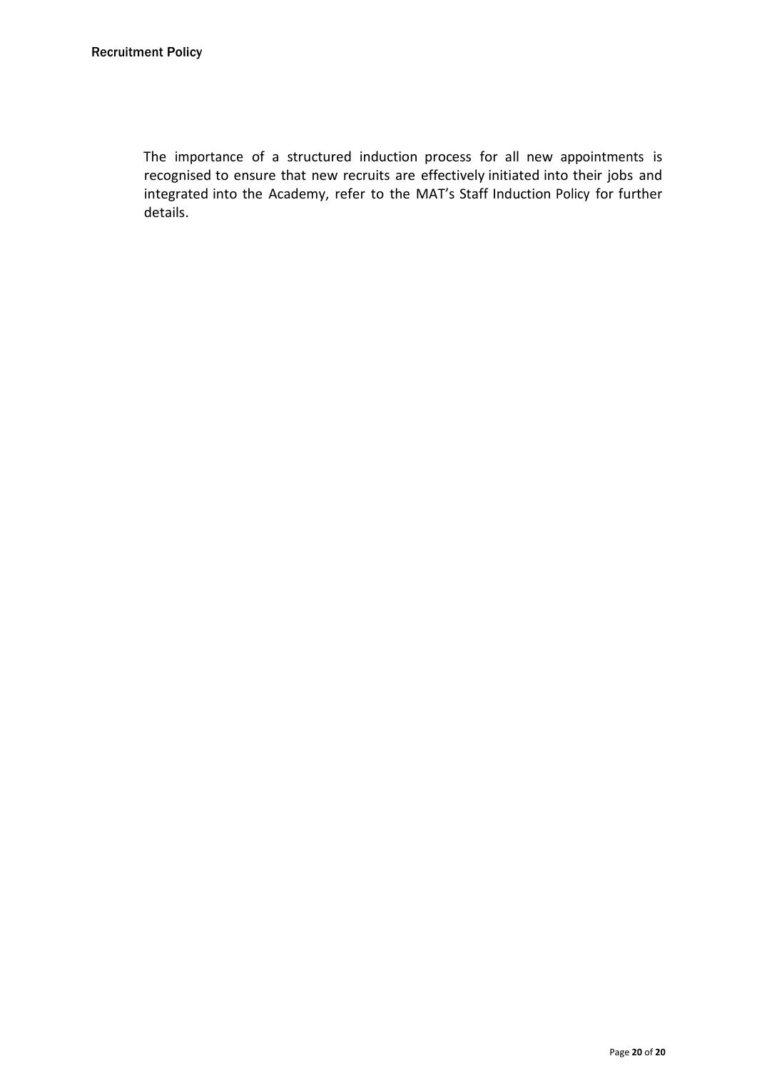The importance of a structured induction process for all new appointments is recognised to ensure that new recruits are effectively initiated into their jobs and integrated into the Academy, refer to the MAT's Staff Induction Policy for further details.